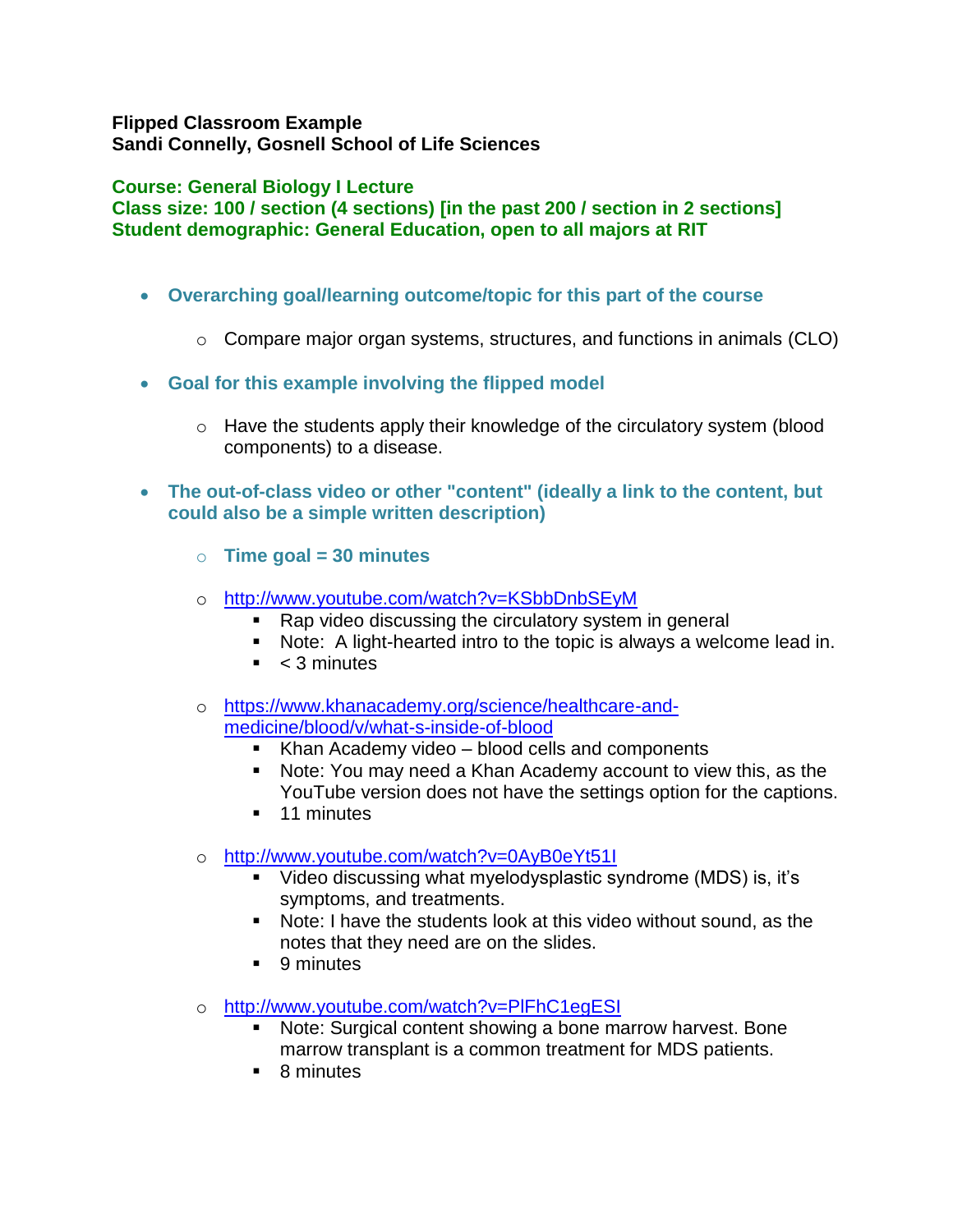**Flipped Classroom Example**
**Sandi Connelly, Gosnell School of Life Sciences**

**Course: General Biology I Lecture**
**Class size: 100 / section (4 sections) [in the past 200 / section in 2 sections]**
**Student demographic: General Education, open to all majors at RIT**

- **Overarching goal/learning outcome/topic for this part of the course**
  - Compare major organ systems, structures, and functions in animals (CLO)

- **Goal for this example involving the flipped model**
  - Have the students apply their knowledge of the circulatory system (blood components) to a disease.

- **The out-of-class video or other "content" (ideally a link to the content, but could also be a simple written description)**
  - **Time goal = 30 minutes**
  - http://www.youtube.com/watch?v=KSbbDnbSEyM
    - Rap video discussing the circulatory system in general
    - Note: A light-hearted intro to the topic is always a welcome lead in.
    - < 3 minutes
  - https://www.khanacademy.org/science/healthcare-and-medicine/blood/v/what-s-inside-of-blood
    - Khan Academy video – blood cells and components
    - Note: You may need a Khan Academy account to view this, as the YouTube version does not have the settings option for the captions.
    - 11 minutes
  - http://www.youtube.com/watch?v=0AyB0eYt51I
    - Video discussing what myelodysplastic syndrome (MDS) is, it's symptoms, and treatments.
    - Note: I have the students look at this video without sound, as the notes that they need are on the slides.
    - 9 minutes
  - http://www.youtube.com/watch?v=PlFhC1egESI
    - Note: Surgical content showing a bone marrow harvest. Bone marrow transplant is a common treatment for MDS patients.
    - 8 minutes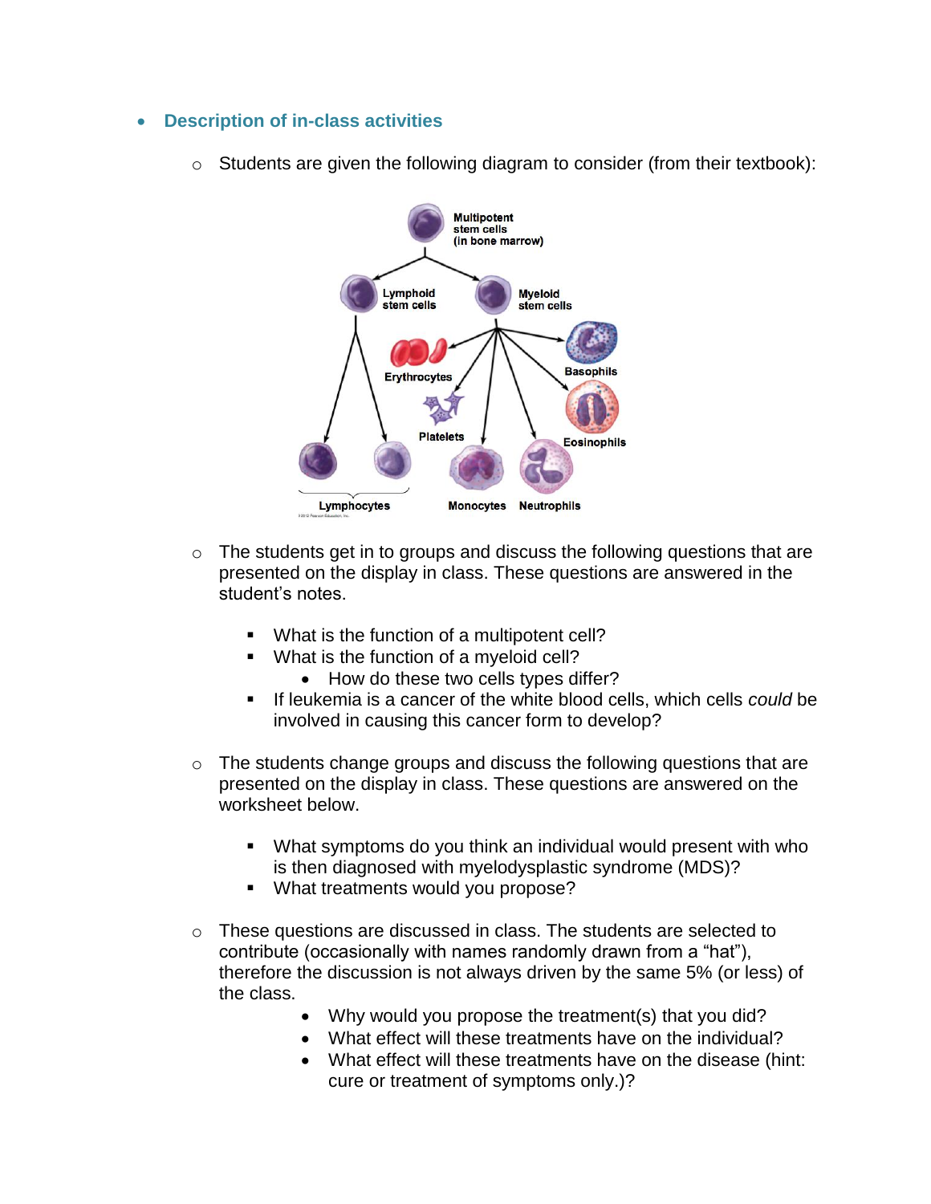- **Description of in-class activities**

  - Students are given the following diagram to consider (from their textbook):

  - The students get in to groups and discuss the following questions that are presented on the display in class. These questions are answered in the student's notes.

    - What is the function of a multipotent cell?
    - What is the function of a myeloid cell?
      - How do these two cells types differ?
    - If leukemia is a cancer of the white blood cells, which cells *could* be involved in causing this cancer form to develop?

  - The students change groups and discuss the following questions that are presented on the display in class. These questions are answered on the worksheet below.

    - What symptoms do you think an individual would present with who is then diagnosed with myelodysplastic syndrome (MDS)?
    - What treatments would you propose?

  - These questions are discussed in class. The students are selected to contribute (occasionally with names randomly drawn from a "hat"), therefore the discussion is not always driven by the same 5% (or less) of the class.
    - Why would you propose the treatment(s) that you did?
    - What effect will these treatments have on the individual?
    - What effect will these treatments have on the disease (hint: cure or treatment of symptoms only.)?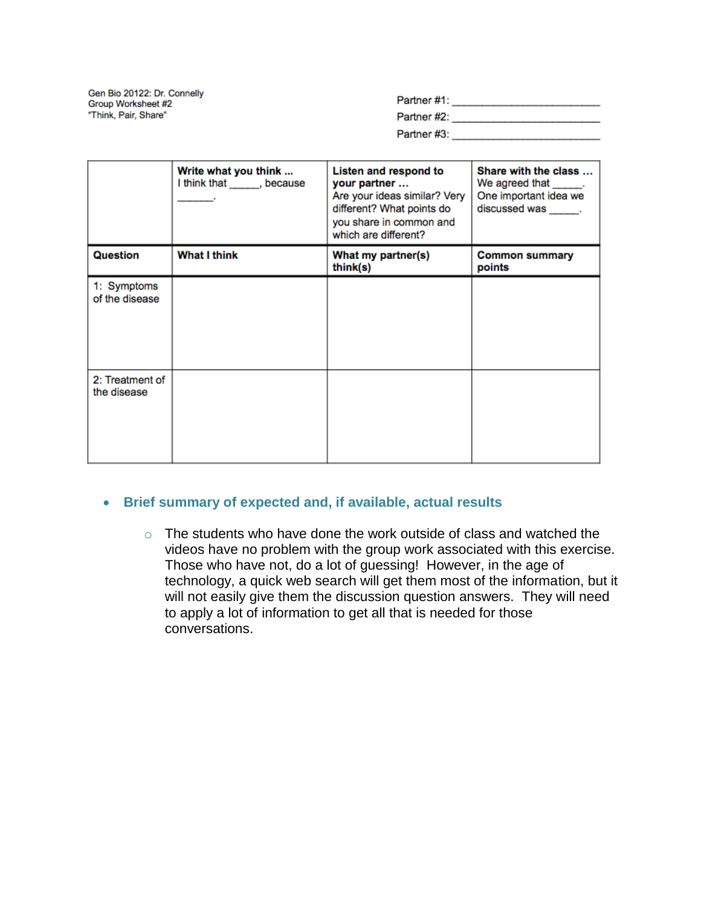Gen Bio 20122: Dr. Connelly
Group Worksheet #2
"Think, Pair, Share"

Partner #1: ______________________

Partner #2: ______________________

Partner #3: ______________________

| | **Write what you think ...** I think that _____, because _____. | **Listen and respond to your partner ...** Are your ideas similar? Very different? What points do you share in common and which are different? | **Share with the class ...** We agreed that _____. One important idea we discussed was _____. |
|---|---|---|---|
| **Question** | **What I think** | **What my partner(s) think(s)** | **Common summary points** |
| 1: Symptoms of the disease | | | |
| 2: Treatment of the disease | | | |

- **Brief summary of expected and, if available, actual results**
  - The students who have done the work outside of class and watched the videos have no problem with the group work associated with this exercise. Those who have not, do a lot of guessing! However, in the age of technology, a quick web search will get them most of the information, but it will not easily give them the discussion question answers. They will need to apply a lot of information to get all that is needed for those conversations.